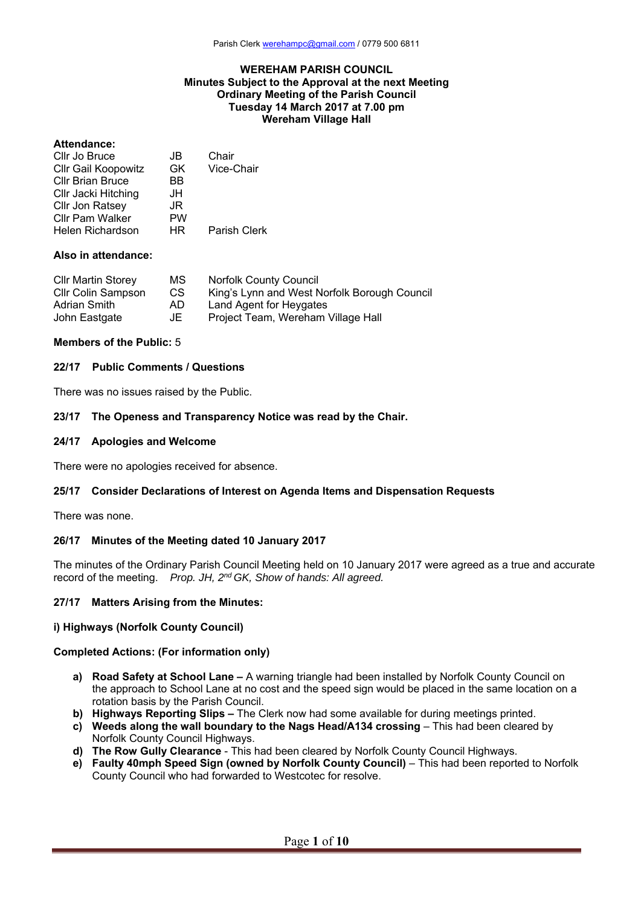Parish Clerk werehampc@gmail.com / 0779 500 6811

**WEREHAM PARISH COUNCIL**
**Minutes Subject to the Approval at the next Meeting**
**Ordinary Meeting of the Parish Council**
**Tuesday 14 March 2017 at 7.00 pm**
**Wereham Village Hall**

**Attendance:**

| | | |
|---|---|---|
| Cllr Jo Bruce | JB | Chair |
| Cllr Gail Koopowitz | GK | Vice-Chair |
| Cllr Brian Bruce | BB | |
| Cllr Jacki Hitching | JH | |
| Cllr Jon Ratsey | JR | |
| Cllr Pam Walker | PW | |
| Helen Richardson | HR | Parish Clerk |

**Also in attendance:**

| | | |
|---|---|---|
| Cllr Martin Storey | MS | Norfolk County Council |
| Cllr Colin Sampson | CS | King's Lynn and West Norfolk Borough Council |
| Adrian Smith | AD | Land Agent for Heygates |
| John Eastgate | JE | Project Team, Wereham Village Hall |

**Members of the Public:** 5

**22/17 Public Comments / Questions**

There was no issues raised by the Public.

**23/17 The Openess and Transparency Notice was read by the Chair.**

**24/17 Apologies and Welcome**

There were no apologies received for absence.

**25/17 Consider Declarations of Interest on Agenda Items and Dispensation Requests**

There was none.

**26/17 Minutes of the Meeting dated 10 January 2017**

The minutes of the Ordinary Parish Council Meeting held on 10 January 2017 were agreed as a true and accurate record of the meeting. *Prop. JH, 2nd GK, Show of hands: All agreed.*

**27/17 Matters Arising from the Minutes:**

**i) Highways (Norfolk County Council)**

**Completed Actions: (For information only)**

- **a) Road Safety at School Lane –** A warning triangle had been installed by Norfolk County Council on the approach to School Lane at no cost and the speed sign would be placed in the same location on a rotation basis by the Parish Council.
- **b) Highways Reporting Slips –** The Clerk now had some available for during meetings printed.
- **c) Weeds along the wall boundary to the Nags Head/A134 crossing** – This had been cleared by Norfolk County Council Highways.
- **d) The Row Gully Clearance** - This had been cleared by Norfolk County Council Highways.
- **e) Faulty 40mph Speed Sign (owned by Norfolk County Council)** – This had been reported to Norfolk County Council who had forwarded to Westcotec for resolve.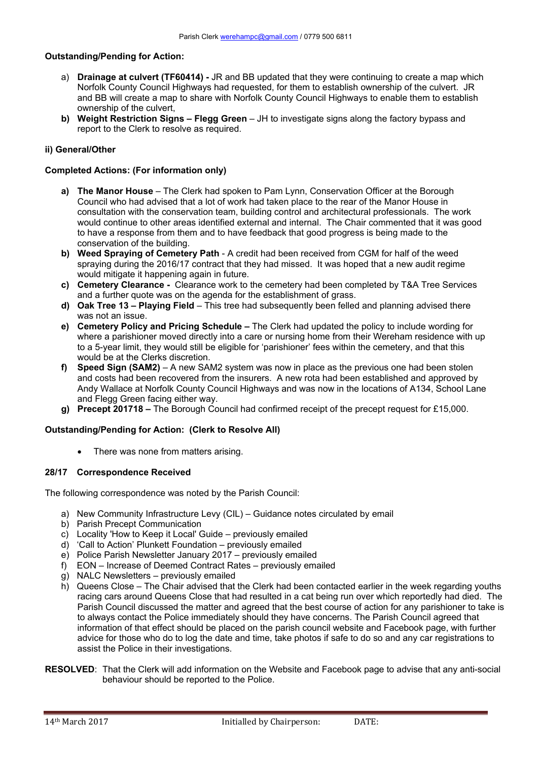**Outstanding/Pending for Action:**

a) **Drainage at culvert (TF60414) -** JR and BB updated that they were continuing to create a map which Norfolk County Council Highways had requested, for them to establish ownership of the culvert. JR and BB will create a map to share with Norfolk County Council Highways to enable them to establish ownership of the culvert,

**b) Weight Restriction Signs – Flegg Green** – JH to investigate signs along the factory bypass and report to the Clerk to resolve as required.

**ii) General/Other**

**Completed Actions: (For information only)**

**a) The Manor House** – The Clerk had spoken to Pam Lynn, Conservation Officer at the Borough Council who had advised that a lot of work had taken place to the rear of the Manor House in consultation with the conservation team, building control and architectural professionals. The work would continue to other areas identified external and internal. The Chair commented that it was good to have a response from them and to have feedback that good progress is being made to the conservation of the building.

**b) Weed Spraying of Cemetery Path** - A credit had been received from CGM for half of the weed spraying during the 2016/17 contract that they had missed. It was hoped that a new audit regime would mitigate it happening again in future.

**c) Cemetery Clearance -** Clearance work to the cemetery had been completed by T&A Tree Services and a further quote was on the agenda for the establishment of grass.

**d) Oak Tree 13 – Playing Field** – This tree had subsequently been felled and planning advised there was not an issue.

**e) Cemetery Policy and Pricing Schedule –** The Clerk had updated the policy to include wording for where a parishioner moved directly into a care or nursing home from their Wereham residence with up to a 5-year limit, they would still be eligible for 'parishioner' fees within the cemetery, and that this would be at the Clerks discretion.

**f) Speed Sign (SAM2)** – A new SAM2 system was now in place as the previous one had been stolen and costs had been recovered from the insurers. A new rota had been established and approved by Andy Wallace at Norfolk County Council Highways and was now in the locations of A134, School Lane and Flegg Green facing either way.

**g) Precept 201718 –** The Borough Council had confirmed receipt of the precept request for £15,000.

**Outstanding/Pending for Action: (Clerk to Resolve All)**

- There was none from matters arising.

**28/17 Correspondence Received**

The following correspondence was noted by the Parish Council:

a) New Community Infrastructure Levy (CIL) – Guidance notes circulated by email
b) Parish Precept Communication
c) Locality 'How to Keep it Local' Guide – previously emailed
d) 'Call to Action' Plunkett Foundation – previously emailed
e) Police Parish Newsletter January 2017 – previously emailed
f) EON – Increase of Deemed Contract Rates – previously emailed
g) NALC Newsletters – previously emailed
h) Queens Close – The Chair advised that the Clerk had been contacted earlier in the week regarding youths racing cars around Queens Close that had resulted in a cat being run over which reportedly had died. The Parish Council discussed the matter and agreed that the best course of action for any parishioner to take is to always contact the Police immediately should they have concerns. The Parish Council agreed that information of that effect should be placed on the parish council website and Facebook page, with further advice for those who do to log the date and time, take photos if safe to do so and any car registrations to assist the Police in their investigations.

**RESOLVED**: That the Clerk will add information on the Website and Facebook page to advise that any anti-social behaviour should be reported to the Police.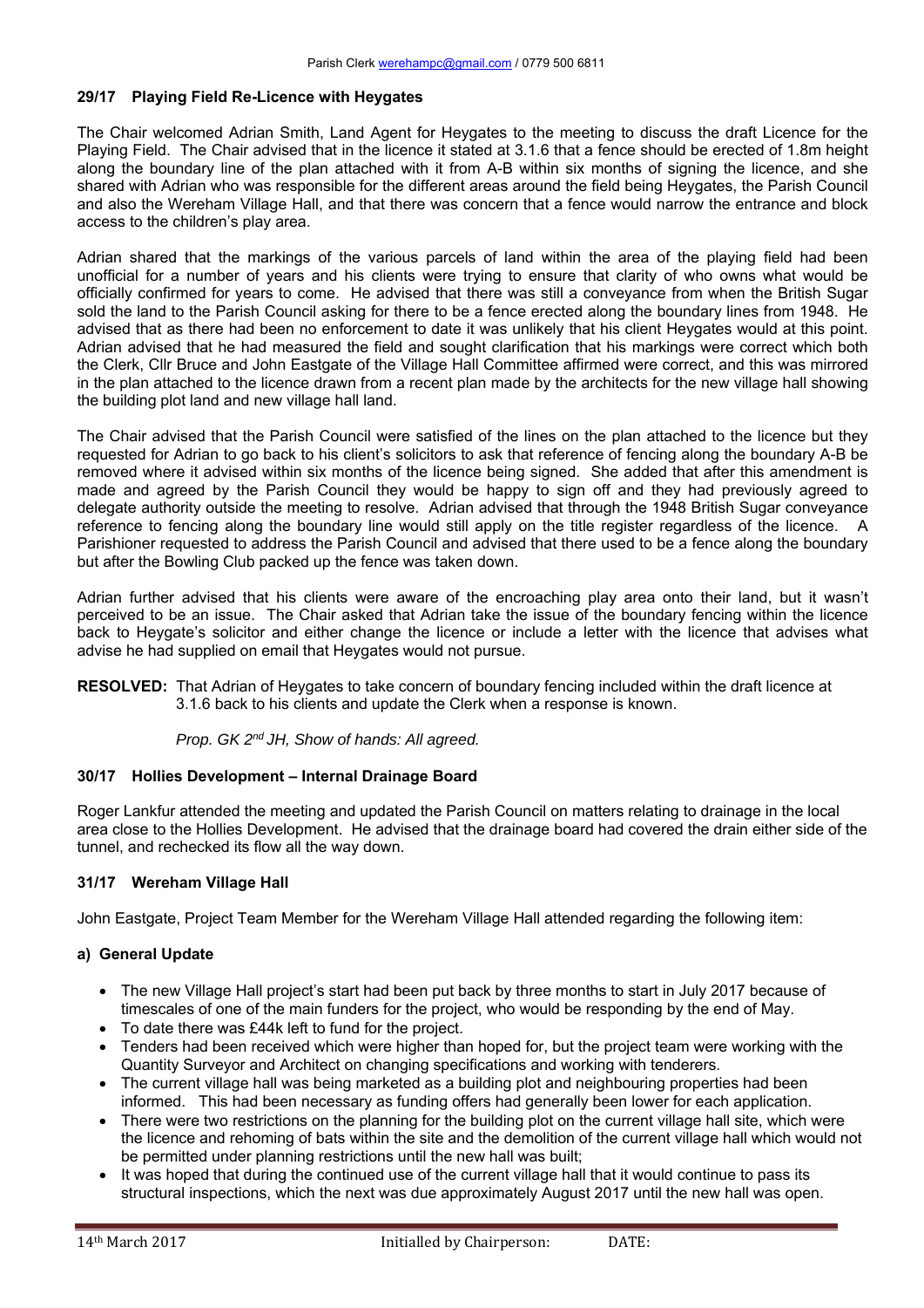### 29/17 Playing Field Re-Licence with Heygates

The Chair welcomed Adrian Smith, Land Agent for Heygates to the meeting to discuss the draft Licence for the Playing Field. The Chair advised that in the licence it stated at 3.1.6 that a fence should be erected of 1.8m height along the boundary line of the plan attached with it from A-B within six months of signing the licence, and she shared with Adrian who was responsible for the different areas around the field being Heygates, the Parish Council and also the Wereham Village Hall, and that there was concern that a fence would narrow the entrance and block access to the children's play area.

Adrian shared that the markings of the various parcels of land within the area of the playing field had been unofficial for a number of years and his clients were trying to ensure that clarity of who owns what would be officially confirmed for years to come. He advised that there was still a conveyance from when the British Sugar sold the land to the Parish Council asking for there to be a fence erected along the boundary lines from 1948. He advised that as there had been no enforcement to date it was unlikely that his client Heygates would at this point. Adrian advised that he had measured the field and sought clarification that his markings were correct which both the Clerk, Cllr Bruce and John Eastgate of the Village Hall Committee affirmed were correct, and this was mirrored in the plan attached to the licence drawn from a recent plan made by the architects for the new village hall showing the building plot land and new village hall land.

The Chair advised that the Parish Council were satisfied of the lines on the plan attached to the licence but they requested for Adrian to go back to his client's solicitors to ask that reference of fencing along the boundary A-B be removed where it advised within six months of the licence being signed. She added that after this amendment is made and agreed by the Parish Council they would be happy to sign off and they had previously agreed to delegate authority outside the meeting to resolve. Adrian advised that through the 1948 British Sugar conveyance reference to fencing along the boundary line would still apply on the title register regardless of the licence. A Parishioner requested to address the Parish Council and advised that there used to be a fence along the boundary but after the Bowling Club packed up the fence was taken down.

Adrian further advised that his clients were aware of the encroaching play area onto their land, but it wasn't perceived to be an issue. The Chair asked that Adrian take the issue of the boundary fencing within the licence back to Heygate's solicitor and either change the licence or include a letter with the licence that advises what advise he had supplied on email that Heygates would not pursue.

**RESOLVED:** That Adrian of Heygates to take concern of boundary fencing included within the draft licence at 3.1.6 back to his clients and update the Clerk when a response is known.

*Prop. GK 2nd JH, Show of hands: All agreed.*

### 30/17 Hollies Development – Internal Drainage Board

Roger Lankfur attended the meeting and updated the Parish Council on matters relating to drainage in the local area close to the Hollies Development. He advised that the drainage board had covered the drain either side of the tunnel, and rechecked its flow all the way down.

### 31/17 Wereham Village Hall

John Eastgate, Project Team Member for the Wereham Village Hall attended regarding the following item:

#### a) General Update

- The new Village Hall project's start had been put back by three months to start in July 2017 because of timescales of one of the main funders for the project, who would be responding by the end of May.
- To date there was £44k left to fund for the project.
- Tenders had been received which were higher than hoped for, but the project team were working with the Quantity Surveyor and Architect on changing specifications and working with tenderers.
- The current village hall was being marketed as a building plot and neighbouring properties had been informed. This had been necessary as funding offers had generally been lower for each application.
- There were two restrictions on the planning for the building plot on the current village hall site, which were the licence and rehoming of bats within the site and the demolition of the current village hall which would not be permitted under planning restrictions until the new hall was built;
- It was hoped that during the continued use of the current village hall that it would continue to pass its structural inspections, which the next was due approximately August 2017 until the new hall was open.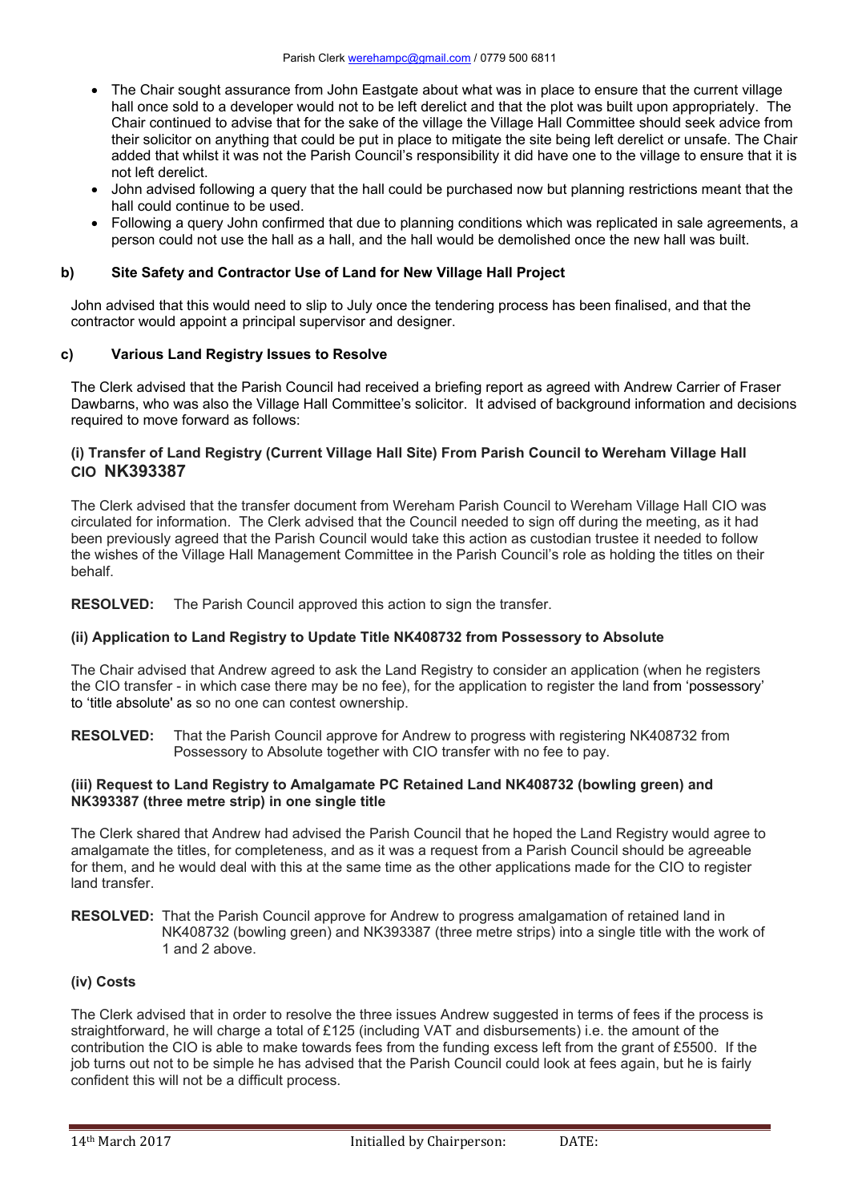- The Chair sought assurance from John Eastgate about what was in place to ensure that the current village hall once sold to a developer would not to be left derelict and that the plot was built upon appropriately. The Chair continued to advise that for the sake of the village the Village Hall Committee should seek advice from their solicitor on anything that could be put in place to mitigate the site being left derelict or unsafe. The Chair added that whilst it was not the Parish Council's responsibility it did have one to the village to ensure that it is not left derelict.
- John advised following a query that the hall could be purchased now but planning restrictions meant that the hall could continue to be used.
- Following a query John confirmed that due to planning conditions which was replicated in sale agreements, a person could not use the hall as a hall, and the hall would be demolished once the new hall was built.

### b) Site Safety and Contractor Use of Land for New Village Hall Project

John advised that this would need to slip to July once the tendering process has been finalised, and that the contractor would appoint a principal supervisor and designer.

### c) Various Land Registry Issues to Resolve

The Clerk advised that the Parish Council had received a briefing report as agreed with Andrew Carrier of Fraser Dawbarns, who was also the Village Hall Committee's solicitor. It advised of background information and decisions required to move forward as follows:

#### (i) Transfer of Land Registry (Current Village Hall Site) From Parish Council to Wereham Village Hall CIO NK393387

The Clerk advised that the transfer document from Wereham Parish Council to Wereham Village Hall CIO was circulated for information. The Clerk advised that the Council needed to sign off during the meeting, as it had been previously agreed that the Parish Council would take this action as custodian trustee it needed to follow the wishes of the Village Hall Management Committee in the Parish Council's role as holding the titles on their behalf.

**RESOLVED:** The Parish Council approved this action to sign the transfer.

#### (ii) Application to Land Registry to Update Title NK408732 from Possessory to Absolute

The Chair advised that Andrew agreed to ask the Land Registry to consider an application (when he registers the CIO transfer - in which case there may be no fee), for the application to register the land from 'possessory' to 'title absolute' as so no one can contest ownership.

**RESOLVED:** That the Parish Council approve for Andrew to progress with registering NK408732 from Possessory to Absolute together with CIO transfer with no fee to pay.

#### (iii) Request to Land Registry to Amalgamate PC Retained Land NK408732 (bowling green) and NK393387 (three metre strip) in one single title

The Clerk shared that Andrew had advised the Parish Council that he hoped the Land Registry would agree to amalgamate the titles, for completeness, and as it was a request from a Parish Council should be agreeable for them, and he would deal with this at the same time as the other applications made for the CIO to register land transfer.

**RESOLVED:** That the Parish Council approve for Andrew to progress amalgamation of retained land in NK408732 (bowling green) and NK393387 (three metre strips) into a single title with the work of 1 and 2 above.

#### (iv) Costs

The Clerk advised that in order to resolve the three issues Andrew suggested in terms of fees if the process is straightforward, he will charge a total of £125 (including VAT and disbursements) i.e. the amount of the contribution the CIO is able to make towards fees from the funding excess left from the grant of £5500. If the job turns out not to be simple he has advised that the Parish Council could look at fees again, but he is fairly confident this will not be a difficult process.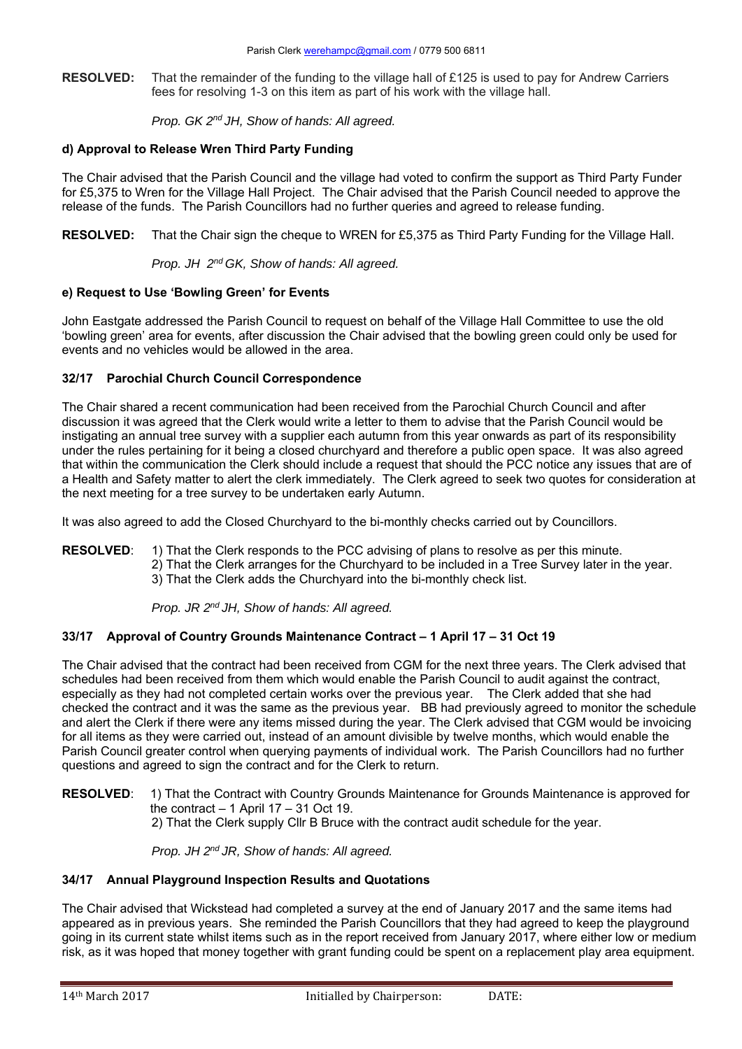**RESOLVED:** That the remainder of the funding to the village hall of £125 is used to pay for Andrew Carriers fees for resolving 1-3 on this item as part of his work with the village hall.

*Prop. GK 2nd JH, Show of hands: All agreed.*

**d) Approval to Release Wren Third Party Funding**

The Chair advised that the Parish Council and the village had voted to confirm the support as Third Party Funder for £5,375 to Wren for the Village Hall Project. The Chair advised that the Parish Council needed to approve the release of the funds. The Parish Councillors had no further queries and agreed to release funding.

**RESOLVED:** That the Chair sign the cheque to WREN for £5,375 as Third Party Funding for the Village Hall.

*Prop. JH 2nd GK, Show of hands: All agreed.*

**e) Request to Use 'Bowling Green' for Events**

John Eastgate addressed the Parish Council to request on behalf of the Village Hall Committee to use the old 'bowling green' area for events, after discussion the Chair advised that the bowling green could only be used for events and no vehicles would be allowed in the area.

### 32/17 Parochial Church Council Correspondence

The Chair shared a recent communication had been received from the Parochial Church Council and after discussion it was agreed that the Clerk would write a letter to them to advise that the Parish Council would be instigating an annual tree survey with a supplier each autumn from this year onwards as part of its responsibility under the rules pertaining for it being a closed churchyard and therefore a public open space. It was also agreed that within the communication the Clerk should include a request that should the PCC notice any issues that are of a Health and Safety matter to alert the clerk immediately. The Clerk agreed to seek two quotes for consideration at the next meeting for a tree survey to be undertaken early Autumn.

It was also agreed to add the Closed Churchyard to the bi-monthly checks carried out by Councillors.

**RESOLVED**: 1) That the Clerk responds to the PCC advising of plans to resolve as per this minute.
2) That the Clerk arranges for the Churchyard to be included in a Tree Survey later in the year.
3) That the Clerk adds the Churchyard into the bi-monthly check list.

*Prop. JR 2nd JH, Show of hands: All agreed.*

### 33/17 Approval of Country Grounds Maintenance Contract – 1 April 17 – 31 Oct 19

The Chair advised that the contract had been received from CGM for the next three years. The Clerk advised that schedules had been received from them which would enable the Parish Council to audit against the contract, especially as they had not completed certain works over the previous year. The Clerk added that she had checked the contract and it was the same as the previous year. BB had previously agreed to monitor the schedule and alert the Clerk if there were any items missed during the year. The Clerk advised that CGM would be invoicing for all items as they were carried out, instead of an amount divisible by twelve months, which would enable the Parish Council greater control when querying payments of individual work. The Parish Councillors had no further questions and agreed to sign the contract and for the Clerk to return.

**RESOLVED**: 1) That the Contract with Country Grounds Maintenance for Grounds Maintenance is approved for the contract – 1 April 17 – 31 Oct 19.
2) That the Clerk supply Cllr B Bruce with the contract audit schedule for the year.

*Prop. JH 2nd JR, Show of hands: All agreed.*

### 34/17 Annual Playground Inspection Results and Quotations

The Chair advised that Wickstead had completed a survey at the end of January 2017 and the same items had appeared as in previous years. She reminded the Parish Councillors that they had agreed to keep the playground going in its current state whilst items such as in the report received from January 2017, where either low or medium risk, as it was hoped that money together with grant funding could be spent on a replacement play area equipment.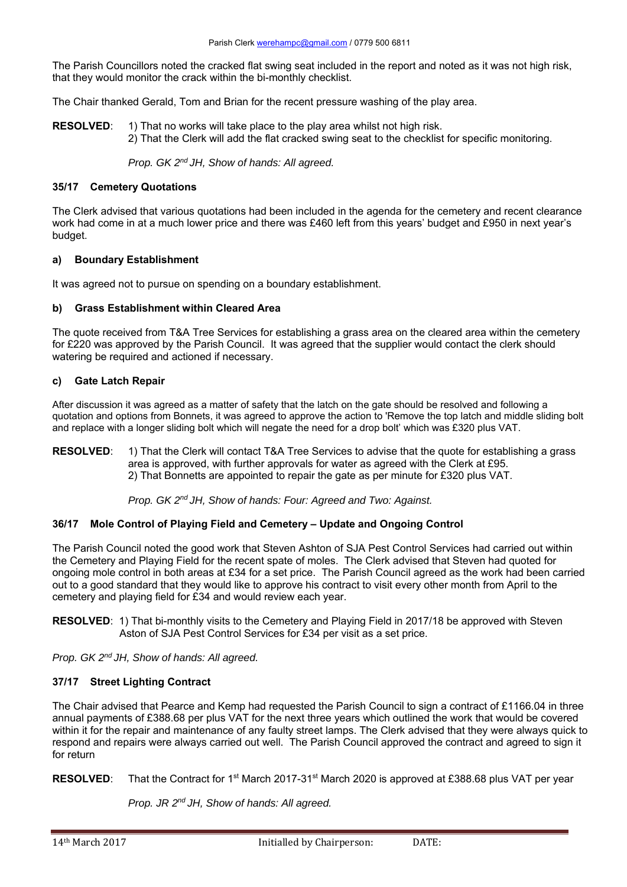The Parish Councillors noted the cracked flat swing seat included in the report and noted as it was not high risk, that they would monitor the crack within the bi-monthly checklist.

The Chair thanked Gerald, Tom and Brian for the recent pressure washing of the play area.

**RESOLVED**: 1) That no works will take place to the play area whilst not high risk.
2) That the Clerk will add the flat cracked swing seat to the checklist for specific monitoring.

*Prop. GK 2nd JH, Show of hands: All agreed.*

### 35/17 Cemetery Quotations

The Clerk advised that various quotations had been included in the agenda for the cemetery and recent clearance work had come in at a much lower price and there was £460 left from this years' budget and £950 in next year's budget.

#### a) Boundary Establishment

It was agreed not to pursue on spending on a boundary establishment.

#### b) Grass Establishment within Cleared Area

The quote received from T&A Tree Services for establishing a grass area on the cleared area within the cemetery for £220 was approved by the Parish Council. It was agreed that the supplier would contact the clerk should watering be required and actioned if necessary.

#### c) Gate Latch Repair

After discussion it was agreed as a matter of safety that the latch on the gate should be resolved and following a quotation and options from Bonnets, it was agreed to approve the action to 'Remove the top latch and middle sliding bolt and replace with a longer sliding bolt which will negate the need for a drop bolt' which was £320 plus VAT.

**RESOLVED**: 1) That the Clerk will contact T&A Tree Services to advise that the quote for establishing a grass area is approved, with further approvals for water as agreed with the Clerk at £95.
2) That Bonnetts are appointed to repair the gate as per minute for £320 plus VAT.

*Prop. GK 2nd JH, Show of hands: Four: Agreed and Two: Against.*

### 36/17 Mole Control of Playing Field and Cemetery – Update and Ongoing Control

The Parish Council noted the good work that Steven Ashton of SJA Pest Control Services had carried out within the Cemetery and Playing Field for the recent spate of moles. The Clerk advised that Steven had quoted for ongoing mole control in both areas at £34 for a set price. The Parish Council agreed as the work had been carried out to a good standard that they would like to approve his contract to visit every other month from April to the cemetery and playing field for £34 and would review each year.

**RESOLVED**: 1) That bi-monthly visits to the Cemetery and Playing Field in 2017/18 be approved with Steven Aston of SJA Pest Control Services for £34 per visit as a set price.

*Prop. GK 2nd JH, Show of hands: All agreed.*

### 37/17 Street Lighting Contract

The Chair advised that Pearce and Kemp had requested the Parish Council to sign a contract of £1166.04 in three annual payments of £388.68 per plus VAT for the next three years which outlined the work that would be covered within it for the repair and maintenance of any faulty street lamps. The Clerk advised that they were always quick to respond and repairs were always carried out well. The Parish Council approved the contract and agreed to sign it for return

**RESOLVED**: That the Contract for 1st March 2017-31st March 2020 is approved at £388.68 plus VAT per year

*Prop. JR 2nd JH, Show of hands: All agreed.*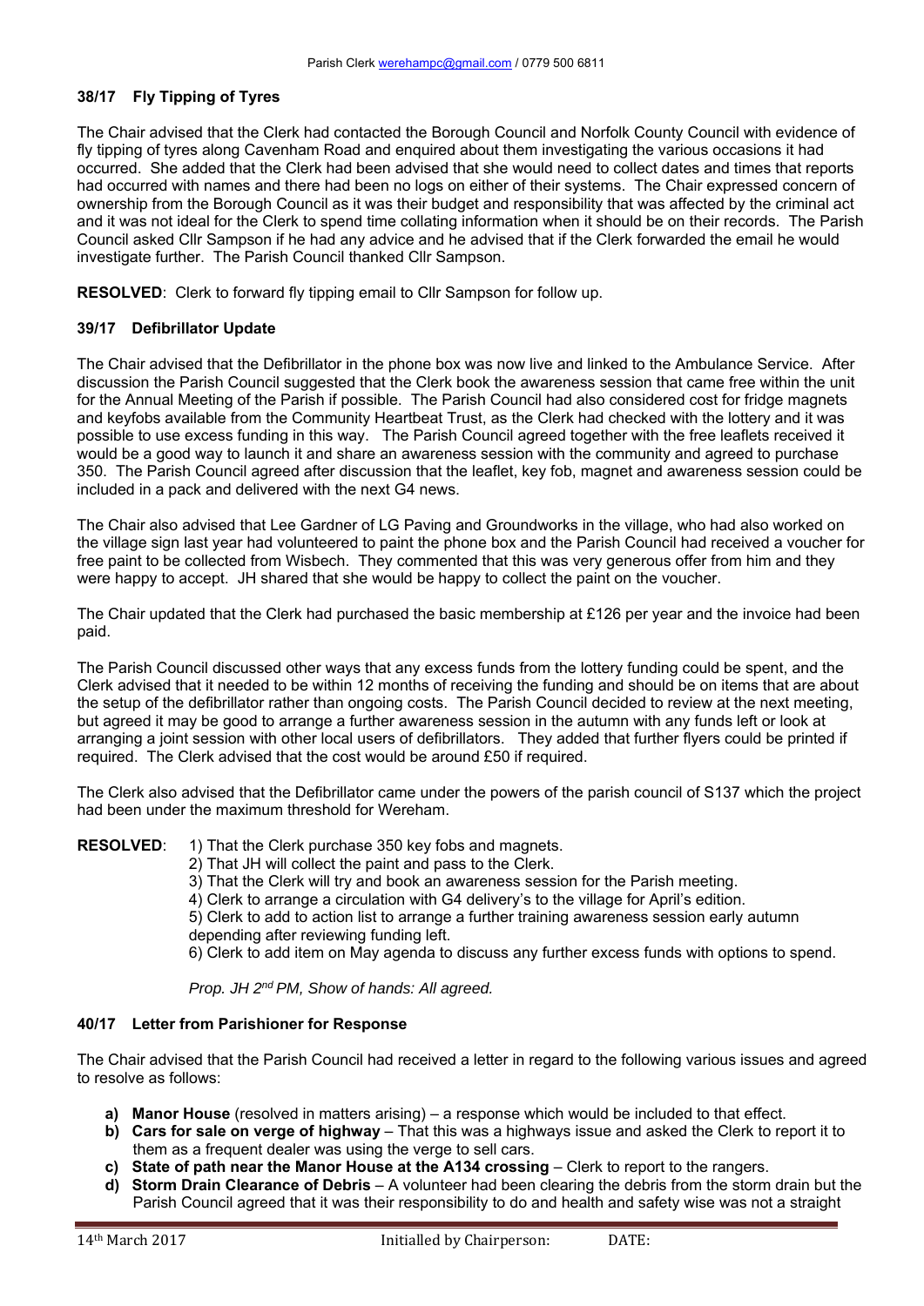### 38/17 Fly Tipping of Tyres

The Chair advised that the Clerk had contacted the Borough Council and Norfolk County Council with evidence of fly tipping of tyres along Cavenham Road and enquired about them investigating the various occasions it had occurred. She added that the Clerk had been advised that she would need to collect dates and times that reports had occurred with names and there had been no logs on either of their systems. The Chair expressed concern of ownership from the Borough Council as it was their budget and responsibility that was affected by the criminal act and it was not ideal for the Clerk to spend time collating information when it should be on their records. The Parish Council asked Cllr Sampson if he had any advice and he advised that if the Clerk forwarded the email he would investigate further. The Parish Council thanked Cllr Sampson.

**RESOLVED**: Clerk to forward fly tipping email to Cllr Sampson for follow up.

### 39/17 Defibrillator Update

The Chair advised that the Defibrillator in the phone box was now live and linked to the Ambulance Service. After discussion the Parish Council suggested that the Clerk book the awareness session that came free within the unit for the Annual Meeting of the Parish if possible. The Parish Council had also considered cost for fridge magnets and keyfobs available from the Community Heartbeat Trust, as the Clerk had checked with the lottery and it was possible to use excess funding in this way. The Parish Council agreed together with the free leaflets received it would be a good way to launch it and share an awareness session with the community and agreed to purchase 350. The Parish Council agreed after discussion that the leaflet, key fob, magnet and awareness session could be included in a pack and delivered with the next G4 news.

The Chair also advised that Lee Gardner of LG Paving and Groundworks in the village, who had also worked on the village sign last year had volunteered to paint the phone box and the Parish Council had received a voucher for free paint to be collected from Wisbech. They commented that this was very generous offer from him and they were happy to accept. JH shared that she would be happy to collect the paint on the voucher.

The Chair updated that the Clerk had purchased the basic membership at £126 per year and the invoice had been paid.

The Parish Council discussed other ways that any excess funds from the lottery funding could be spent, and the Clerk advised that it needed to be within 12 months of receiving the funding and should be on items that are about the setup of the defibrillator rather than ongoing costs. The Parish Council decided to review at the next meeting, but agreed it may be good to arrange a further awareness session in the autumn with any funds left or look at arranging a joint session with other local users of defibrillators. They added that further flyers could be printed if required. The Clerk advised that the cost would be around £50 if required.

The Clerk also advised that the Defibrillator came under the powers of the parish council of S137 which the project had been under the maximum threshold for Wereham.

**RESOLVED**: 1) That the Clerk purchase 350 key fobs and magnets.
2) That JH will collect the paint and pass to the Clerk.
3) That the Clerk will try and book an awareness session for the Parish meeting.
4) Clerk to arrange a circulation with G4 delivery's to the village for April's edition.
5) Clerk to add to action list to arrange a further training awareness session early autumn depending after reviewing funding left.
6) Clerk to add item on May agenda to discuss any further excess funds with options to spend.

*Prop. JH 2nd PM, Show of hands: All agreed.*

### 40/17 Letter from Parishioner for Response

The Chair advised that the Parish Council had received a letter in regard to the following various issues and agreed to resolve as follows:

a) **Manor House** (resolved in matters arising) – a response which would be included to that effect.
b) **Cars for sale on verge of highway** – That this was a highways issue and asked the Clerk to report it to them as a frequent dealer was using the verge to sell cars.
c) **State of path near the Manor House at the A134 crossing** – Clerk to report to the rangers.
d) **Storm Drain Clearance of Debris** – A volunteer had been clearing the debris from the storm drain but the Parish Council agreed that it was their responsibility to do and health and safety wise was not a straight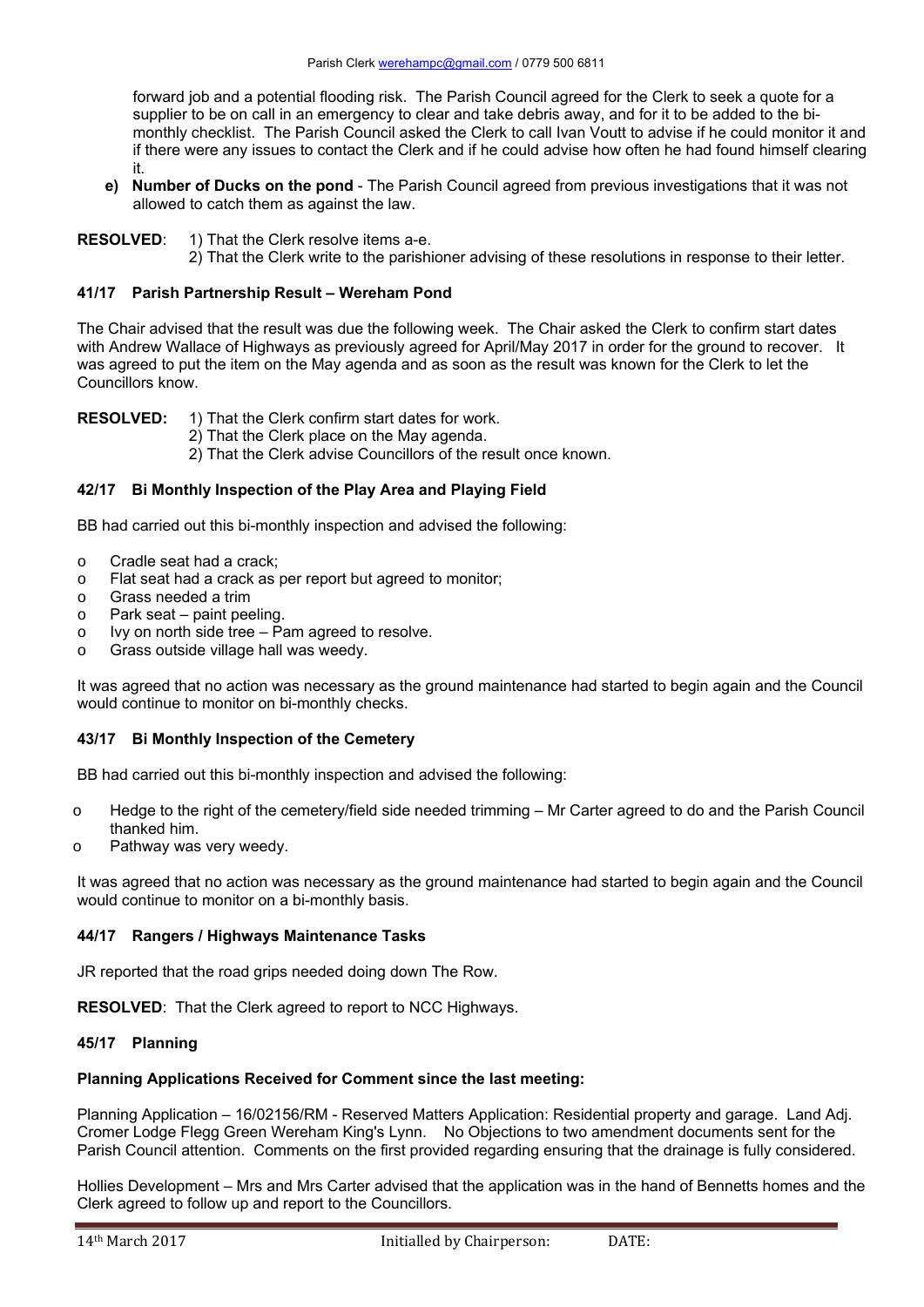forward job and a potential flooding risk. The Parish Council agreed for the Clerk to seek a quote for a supplier to be on call in an emergency to clear and take debris away, and for it to be added to the bi-monthly checklist. The Parish Council asked the Clerk to call Ivan Voutt to advise if he could monitor it and if there were any issues to contact the Clerk and if he could advise how often he had found himself clearing it.

**e) Number of Ducks on the pond** - The Parish Council agreed from previous investigations that it was not allowed to catch them as against the law.

**RESOLVED**: 1) That the Clerk resolve items a-e.
2) That the Clerk write to the parishioner advising of these resolutions in response to their letter.

### 41/17 Parish Partnership Result – Wereham Pond

The Chair advised that the result was due the following week. The Chair asked the Clerk to confirm start dates with Andrew Wallace of Highways as previously agreed for April/May 2017 in order for the ground to recover. It was agreed to put the item on the May agenda and as soon as the result was known for the Clerk to let the Councillors know.

**RESOLVED:** 1) That the Clerk confirm start dates for work.
2) That the Clerk place on the May agenda.
2) That the Clerk advise Councillors of the result once known.

### 42/17 Bi Monthly Inspection of the Play Area and Playing Field

BB had carried out this bi-monthly inspection and advised the following:

- Cradle seat had a crack;
- Flat seat had a crack as per report but agreed to monitor;
- Grass needed a trim
- Park seat – paint peeling.
- Ivy on north side tree – Pam agreed to resolve.
- Grass outside village hall was weedy.

It was agreed that no action was necessary as the ground maintenance had started to begin again and the Council would continue to monitor on bi-monthly checks.

### 43/17 Bi Monthly Inspection of the Cemetery

BB had carried out this bi-monthly inspection and advised the following:

- Hedge to the right of the cemetery/field side needed trimming – Mr Carter agreed to do and the Parish Council thanked him.
- Pathway was very weedy.

It was agreed that no action was necessary as the ground maintenance had started to begin again and the Council would continue to monitor on a bi-monthly basis.

### 44/17 Rangers / Highways Maintenance Tasks

JR reported that the road grips needed doing down The Row.

**RESOLVED**: That the Clerk agreed to report to NCC Highways.

### 45/17 Planning

**Planning Applications Received for Comment since the last meeting:**

Planning Application – 16/02156/RM - Reserved Matters Application: Residential property and garage. Land Adj. Cromer Lodge Flegg Green Wereham King's Lynn. No Objections to two amendment documents sent for the Parish Council attention. Comments on the first provided regarding ensuring that the drainage is fully considered.

Hollies Development – Mrs and Mrs Carter advised that the application was in the hand of Bennetts homes and the Clerk agreed to follow up and report to the Councillors.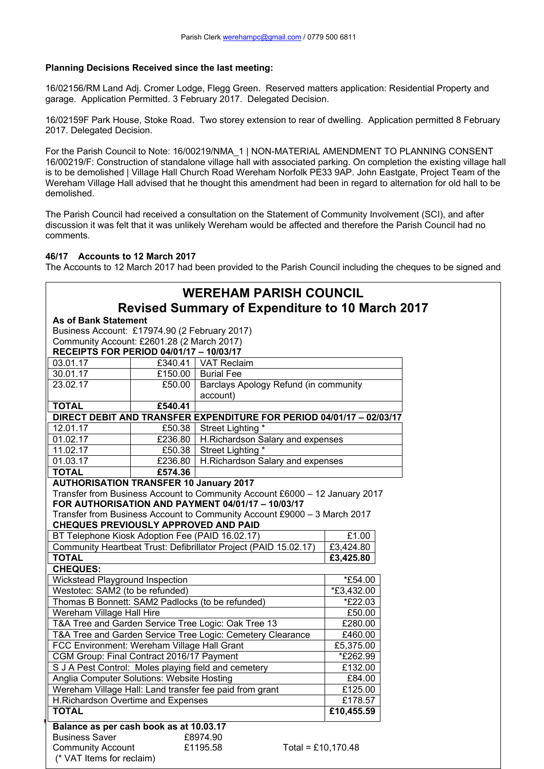Parish Clerk werehampc@gmail.com / 0779 500 6811

**Planning Decisions Received since the last meeting:**

16/02156/RM Land Adj. Cromer Lodge, Flegg Green. Reserved matters application: Residential Property and garage. Application Permitted. 3 February 2017. Delegated Decision.

16/02159F Park House, Stoke Road. Two storey extension to rear of dwelling. Application permitted 8 February 2017. Delegated Decision.

For the Parish Council to Note: 16/00219/NMA_1 | NON-MATERIAL AMENDMENT TO PLANNING CONSENT 16/00219/F: Construction of standalone village hall with associated parking. On completion the existing village hall is to be demolished | Village Hall Church Road Wereham Norfolk PE33 9AP. John Eastgate, Project Team of the Wereham Village Hall advised that he thought this amendment had been in regard to alternation for old hall to be demolished.

The Parish Council had received a consultation on the Statement of Community Involvement (SCI), and after discussion it was felt that it was unlikely Wereham would be affected and therefore the Parish Council had no comments.

**46/17 Accounts to 12 March 2017**

The Accounts to 12 March 2017 had been provided to the Parish Council including the cheques to be signed and

## WEREHAM PARISH COUNCIL
## Revised Summary of Expenditure to 10 March 2017

**As of Bank Statement**
Business Account: £17974.90 (2 February 2017)
Community Account: £2601.28 (2 March 2017)

**RECEIPTS FOR PERIOD 04/01/17 – 10/03/17**

| | | |
|---|---|---|
| 03.01.17 | £340.41 | VAT Reclaim |
| 30.01.17 | £150.00 | Burial Fee |
| 23.02.17 | £50.00 | Barclays Apology Refund (in community account) |
| **TOTAL** | **£540.41** | |

**DIRECT DEBIT AND TRANSFER EXPENDITURE FOR PERIOD 04/01/17 – 02/03/17**

| | | |
|---|---|---|
| 12.01.17 | £50.38 | Street Lighting * |
| 01.02.17 | £236.80 | H.Richardson Salary and expenses |
| 11.02.17 | £50.38 | Street Lighting * |
| 01.03.17 | £236.80 | H.Richardson Salary and expenses |
| **TOTAL** | **£574.36** | |

**AUTHORISATION TRANSFER 10 January 2017**
Transfer from Business Account to Community Account £6000 – 12 January 2017

**FOR AUTHORISATION AND PAYMENT 04/01/17 – 10/03/17**
Transfer from Business Account to Community Account £9000 – 3 March 2017

**CHEQUES PREVIOUSLY APPROVED AND PAID**

| | |
|---|---|
| BT Telephone Kiosk Adoption Fee (PAID 16.02.17) | £1.00 |
| Community Heartbeat Trust: Defibrillator Project (PAID 15.02.17) | £3,424.80 |
| **TOTAL** | **£3,425.80** |

**CHEQUES:**

| | |
|---|---|
| Wickstead Playground Inspection | *£54.00 |
| Westotec: SAM2 (to be refunded) | *£3,432.00 |
| Thomas B Bonnett: SAM2 Padlocks (to be refunded) | *£22.03 |
| Wereham Village Hall Hire | £50.00 |
| T&A Tree and Garden Service Tree Logic: Oak Tree 13 | £280.00 |
| T&A Tree and Garden Service Tree Logic: Cemetery Clearance | £460.00 |
| FCC Environment: Wereham Village Hall Grant | £5,375.00 |
| CGM Group: Final Contract 2016/17 Payment | *£262.99 |
| S J A Pest Control: Moles playing field and cemetery | £132.00 |
| Anglia Computer Solutions: Website Hosting | £84.00 |
| Wereham Village Hall: Land transfer fee paid from grant | £125.00 |
| H.Richardson Overtime and Expenses | £178.57 |
| **TOTAL** | **£10,455.59** |

**Balance as per cash book as at 10.03.17**
Business Saver £8974.90
Community Account £1195.58 Total = £10,170.48
(* VAT Items for reclaim)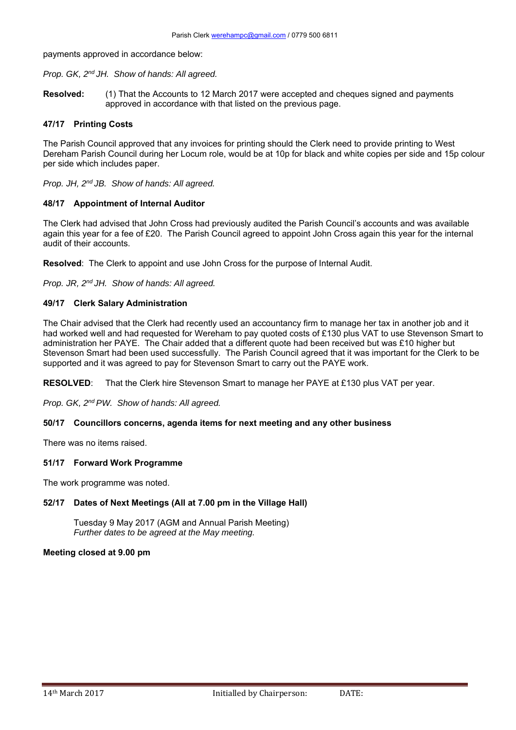payments approved in accordance below:

*Prop. GK, 2nd JH. Show of hands: All agreed.*

**Resolved:** (1) That the Accounts to 12 March 2017 were accepted and cheques signed and payments approved in accordance with that listed on the previous page.

### 47/17 Printing Costs

The Parish Council approved that any invoices for printing should the Clerk need to provide printing to West Dereham Parish Council during her Locum role, would be at 10p for black and white copies per side and 15p colour per side which includes paper.

*Prop. JH, 2nd JB. Show of hands: All agreed.*

### 48/17 Appointment of Internal Auditor

The Clerk had advised that John Cross had previously audited the Parish Council's accounts and was available again this year for a fee of £20. The Parish Council agreed to appoint John Cross again this year for the internal audit of their accounts.

**Resolved**: The Clerk to appoint and use John Cross for the purpose of Internal Audit.

*Prop. JR, 2nd JH. Show of hands: All agreed.*

### 49/17 Clerk Salary Administration

The Chair advised that the Clerk had recently used an accountancy firm to manage her tax in another job and it had worked well and had requested for Wereham to pay quoted costs of £130 plus VAT to use Stevenson Smart to administration her PAYE. The Chair added that a different quote had been received but was £10 higher but Stevenson Smart had been used successfully. The Parish Council agreed that it was important for the Clerk to be supported and it was agreed to pay for Stevenson Smart to carry out the PAYE work.

**RESOLVED**: That the Clerk hire Stevenson Smart to manage her PAYE at £130 plus VAT per year.

*Prop. GK, 2nd PW. Show of hands: All agreed.*

### 50/17 Councillors concerns, agenda items for next meeting and any other business

There was no items raised.

### 51/17 Forward Work Programme

The work programme was noted.

### 52/17 Dates of Next Meetings (All at 7.00 pm in the Village Hall)

Tuesday 9 May 2017 (AGM and Annual Parish Meeting)
*Further dates to be agreed at the May meeting.*

**Meeting closed at 9.00 pm**